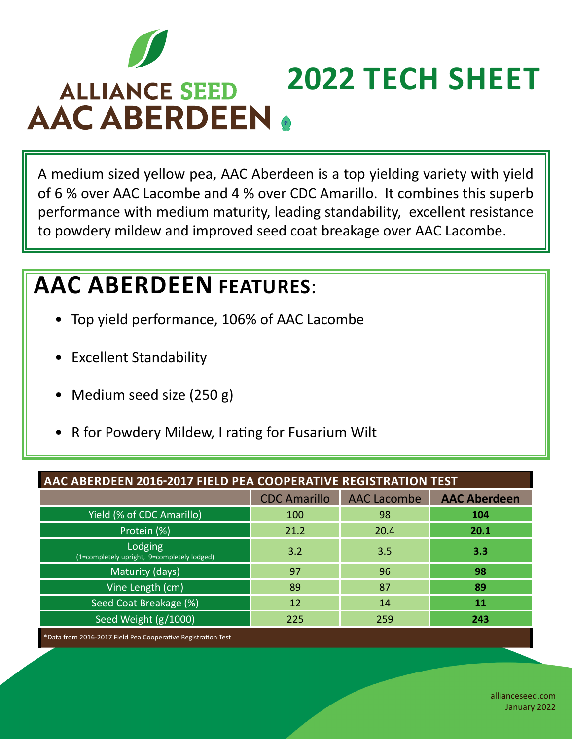# ALLIANCE SEED AAC ABERDEEN

# 2022 TECH SHEET

A medium sized yellow pea, AAC Aberdeen is a top yielding variety with yield of 6 % over AAC Lacombe and 4 % over CDC Amarillo. It combines this superb performance with medium maturity, leading standability, excellent resistance to powdery mildew and improved seed coat breakage over AAC Lacombe.

## AAC ABERDEEN FEATURES:

- Top yield performance, 106% of AAC Lacombe
- Excellent Standability
- Medium seed size (250 g)
- R for Powdery Mildew, I rating for Fusarium Wilt

**AAC ABERDEEN 2016-2017 FIELD PEA COOPERATIVE REGISTRATION TEST**

| | CDC Amarillo | AAC Lacombe | **AAC Aberdeen** |
|---|---|---|---|
| Yield (% of CDC Amarillo) | 100 | 98 | **104** |
| Protein (%) | 21.2 | 20.4 | **20.1** |
| Lodging (1=completely upright, 9=completely lodged) | 3.2 | 3.5 | **3.3** |
| Maturity (days) | 97 | 96 | **98** |
| Vine Length (cm) | 89 | 87 | **89** |
| Seed Coat Breakage (%) | 12 | 14 | **11** |
| Seed Weight (g/1000) | 225 | 259 | **243** |

*Data from 2016-2017 Field Pea Cooperative Registration Test

allianceseed.com
January 2022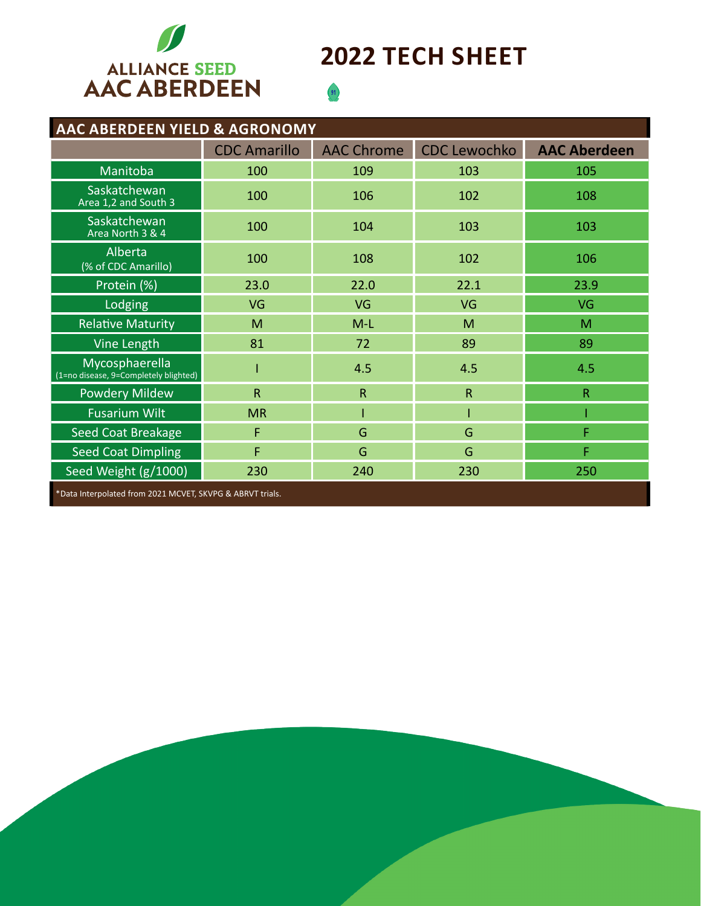ALLIANCE SEED
AAC ABERDEEN

# 2022 TECH SHEET

## AAC ABERDEEN YIELD & AGRONOMY

| | CDC Amarillo | AAC Chrome | CDC Lewochko | **AAC Aberdeen** |
|---|---|---|---|---|
| Manitoba | 100 | 109 | 103 | 105 |
| Saskatchewan Area 1,2 and South 3 | 100 | 106 | 102 | 108 |
| Saskatchewan Area North 3 & 4 | 100 | 104 | 103 | 103 |
| Alberta (% of CDC Amarillo) | 100 | 108 | 102 | 106 |
| Protein (%) | 23.0 | 22.0 | 22.1 | 23.9 |
| Lodging | VG | VG | VG | VG |
| Relative Maturity | M | M-L | M | M |
| Vine Length | 81 | 72 | 89 | 89 |
| Mycosphaerella (1=no disease, 9=Completely blighted) | I | 4.5 | 4.5 | 4.5 |
| Powdery Mildew | R | R | R | R |
| Fusarium Wilt | MR | I | I | I |
| Seed Coat Breakage | F | G | G | F |
| Seed Coat Dimpling | F | G | G | F |
| Seed Weight (g/1000) | 230 | 240 | 230 | 250 |

*Data Interpolated from 2021 MCVET, SKVPG & ABRVT trials.